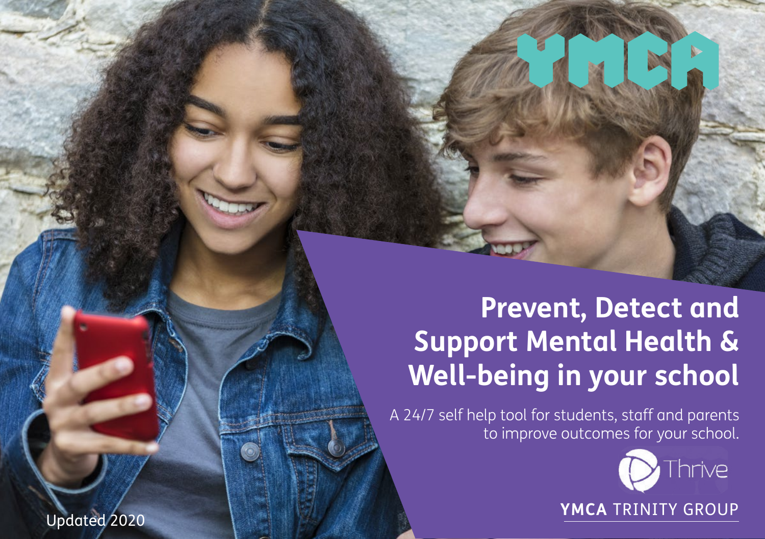YMCA

# Prevent, Detect and Support Mental Health & Well-being in your school

A 24/7 self help tool for students, staff and parents to improve outcomes for your school.

Thrive

**YMCA** TRINITY GROUP

Updated 2020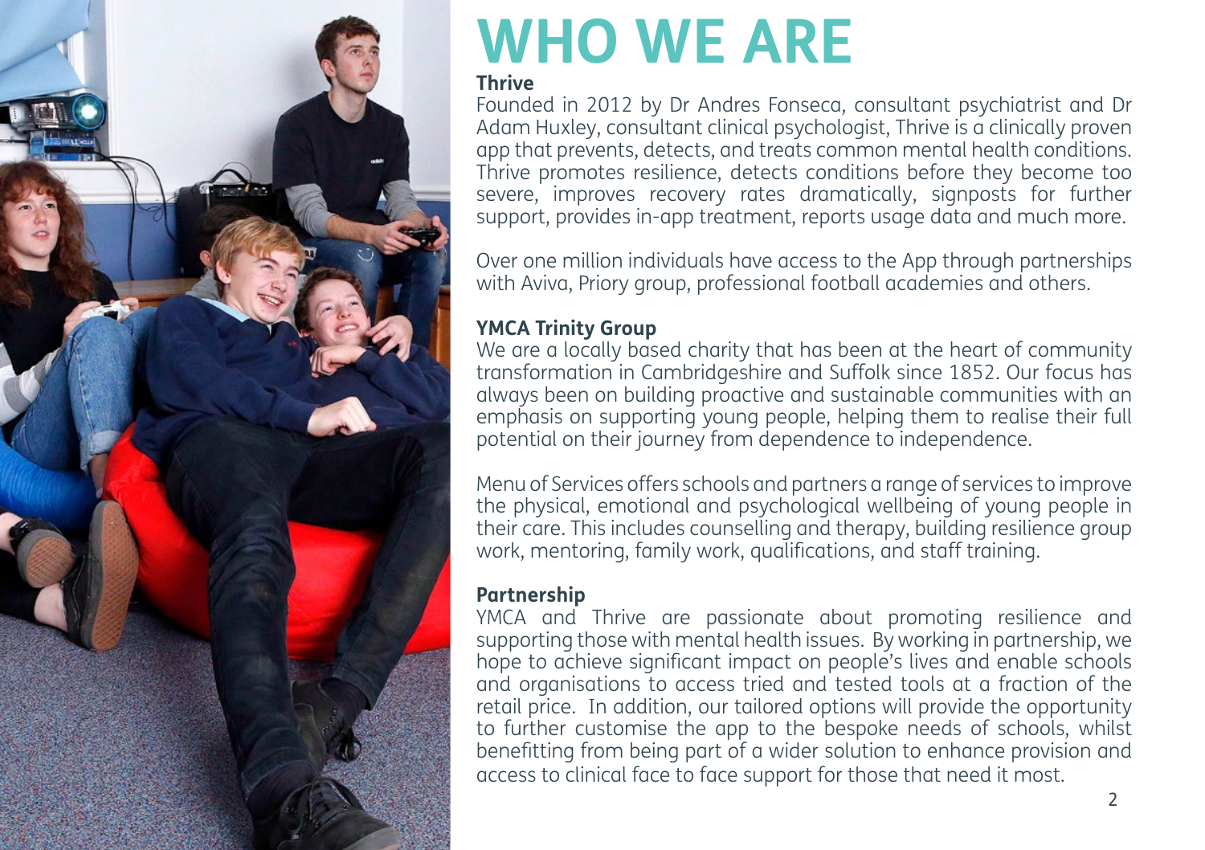# WHO WE ARE

### Thrive

Founded in 2012 by Dr Andres Fonseca, consultant psychiatrist and Dr Adam Huxley, consultant clinical psychologist, Thrive is a clinically proven app that prevents, detects, and treats common mental health conditions. Thrive promotes resilience, detects conditions before they become too severe, improves recovery rates dramatically, signposts for further support, provides in-app treatment, reports usage data and much more.

Over one million individuals have access to the App through partnerships with Aviva, Priory group, professional football academies and others.

### YMCA Trinity Group

We are a locally based charity that has been at the heart of community transformation in Cambridgeshire and Suffolk since 1852. Our focus has always been on building proactive and sustainable communities with an emphasis on supporting young people, helping them to realise their full potential on their journey from dependence to independence.

Menu of Services offers schools and partners a range of services to improve the physical, emotional and psychological wellbeing of young people in their care. This includes counselling and therapy, building resilience group work, mentoring, family work, qualifications, and staff training.

### Partnership

YMCA and Thrive are passionate about promoting resilience and supporting those with mental health issues. By working in partnership, we hope to achieve significant impact on people's lives and enable schools and organisations to access tried and tested tools at a fraction of the retail price. In addition, our tailored options will provide the opportunity to further customise the app to the bespoke needs of schools, whilst benefitting from being part of a wider solution to enhance provision and access to clinical face to face support for those that need it most.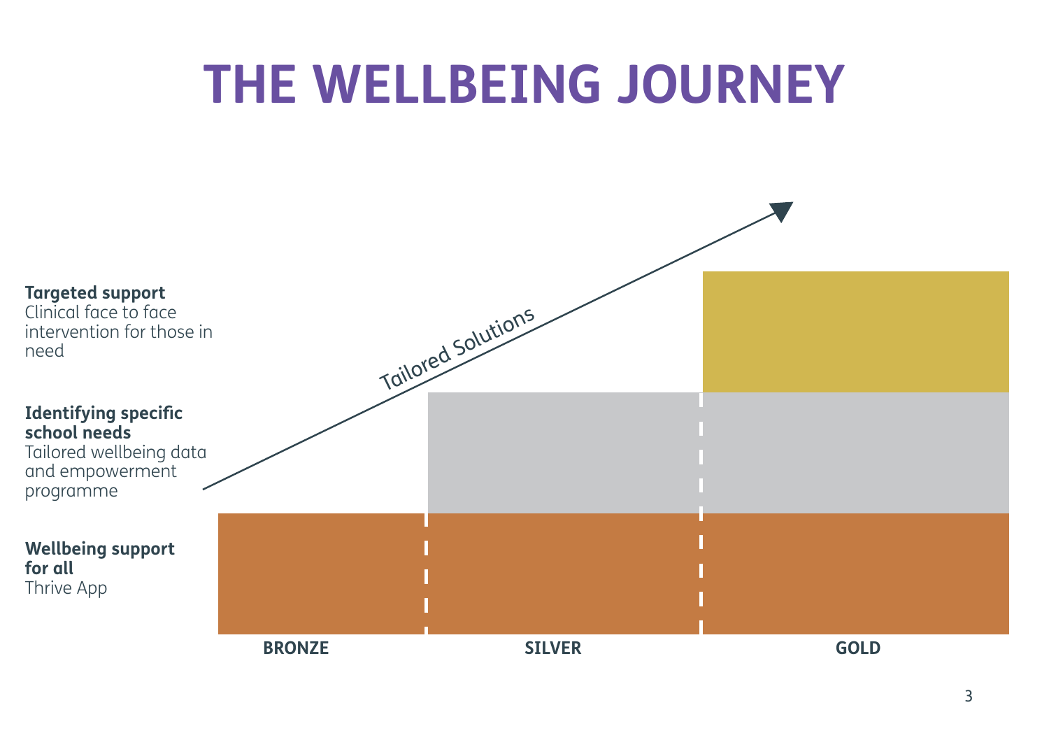# THE WELLBEING JOURNEY

**Targeted support**
Clinical face to face intervention for those in need

**Identifying specific school needs**
Tailored wellbeing data and empowerment programme

**Wellbeing support for all**
Thrive App

Tailored Solutions

**BRONZE** **SILVER** **GOLD**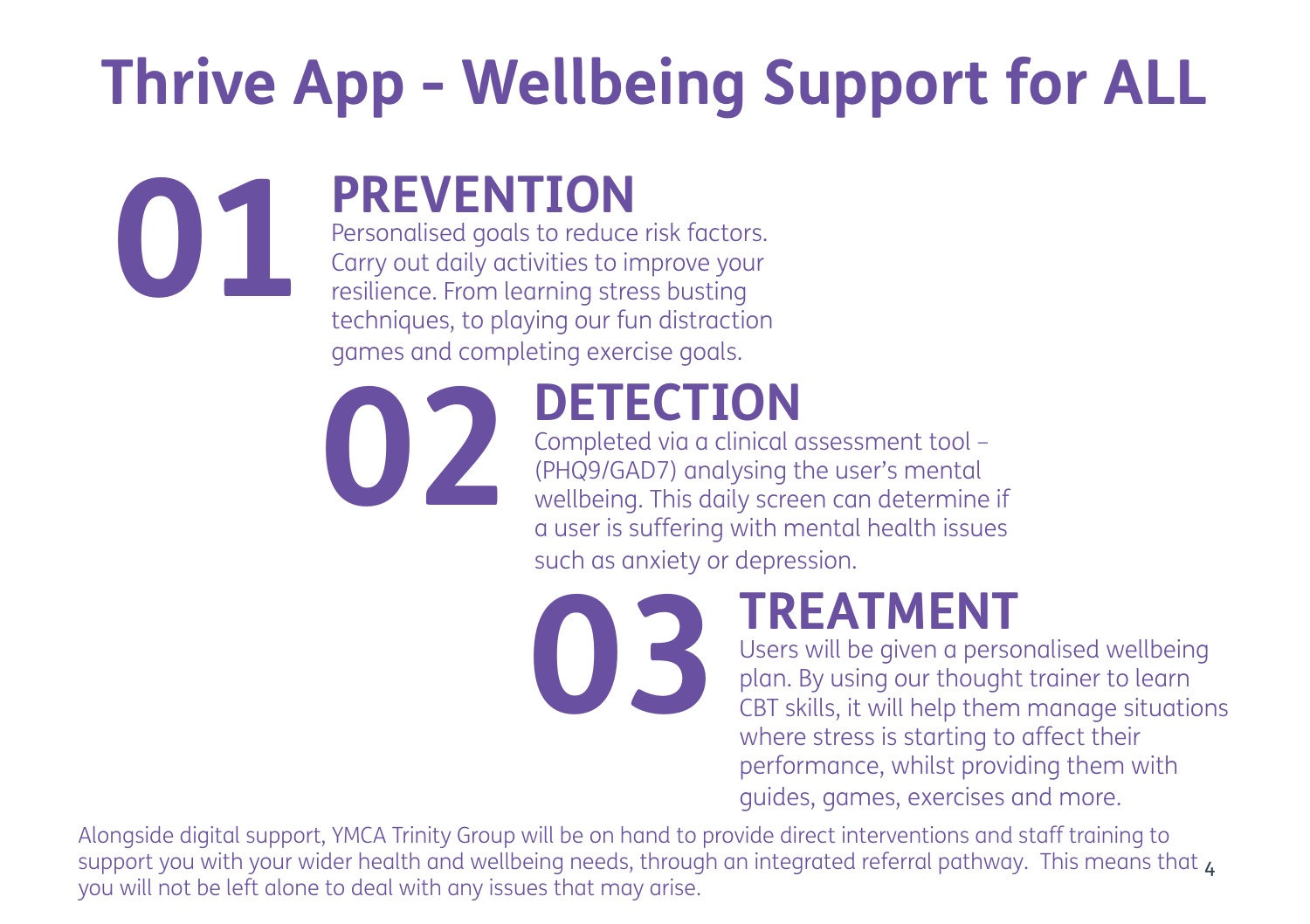# Thrive App - Wellbeing Support for ALL

## 01 PREVENTION

Personalised goals to reduce risk factors. Carry out daily activities to improve your resilience. From learning stress busting techniques, to playing our fun distraction games and completing exercise goals.

## 02 DETECTION

Completed via a clinical assessment tool – (PHQ9/GAD7) analysing the user's mental wellbeing. This daily screen can determine if a user is suffering with mental health issues such as anxiety or depression.

## 03 TREATMENT

Users will be given a personalised wellbeing plan. By using our thought trainer to learn CBT skills, it will help them manage situations where stress is starting to affect their performance, whilst providing them with guides, games, exercises and more.

Alongside digital support, YMCA Trinity Group will be on hand to provide direct interventions and staff training to support you with your wider health and wellbeing needs, through an integrated referral pathway. This means that you will not be left alone to deal with any issues that may arise.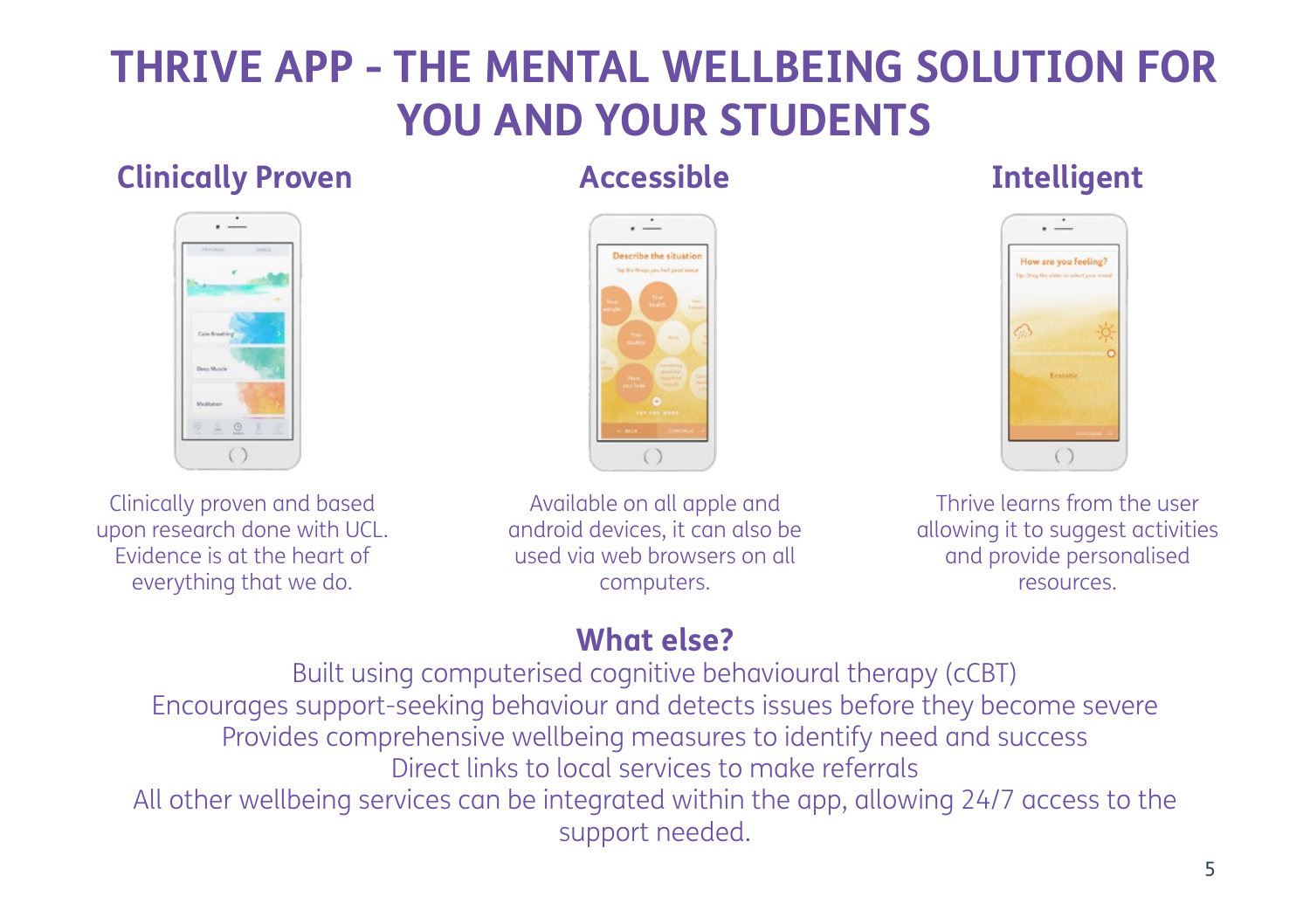# THRIVE APP - THE MENTAL WELLBEING SOLUTION FOR YOU AND YOUR STUDENTS

### Clinically Proven

Clinically proven and based upon research done with UCL. Evidence is at the heart of everything that we do.

### Accessible

Available on all apple and android devices, it can also be used via web browsers on all computers.

### Intelligent

Thrive learns from the user allowing it to suggest activities and provide personalised resources.

## What else?

Built using computerised cognitive behavioural therapy (cCBT)
Encourages support-seeking behaviour and detects issues before they become severe
Provides comprehensive wellbeing measures to identify need and success
Direct links to local services to make referrals
All other wellbeing services can be integrated within the app, allowing 24/7 access to the support needed.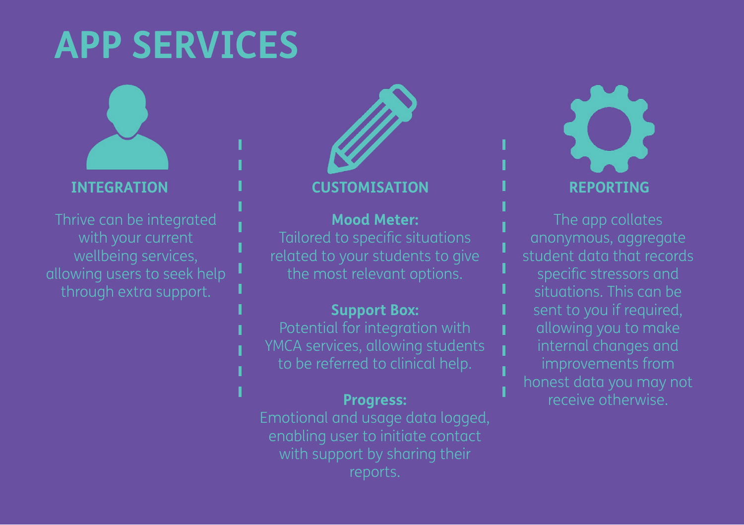# APP SERVICES

## INTEGRATION

Thrive can be integrated with your current wellbeing services, allowing users to seek help through extra support.

## CUSTOMISATION

**Mood Meter:**
Tailored to specific situations related to your students to give the most relevant options.

**Support Box:**
Potential for integration with YMCA services, allowing students to be referred to clinical help.

**Progress:**
Emotional and usage data logged, enabling user to initiate contact with support by sharing their reports.

## REPORTING

The app collates anonymous, aggregate student data that records specific stressors and situations. This can be sent to you if required, allowing you to make internal changes and improvements from honest data you may not receive otherwise.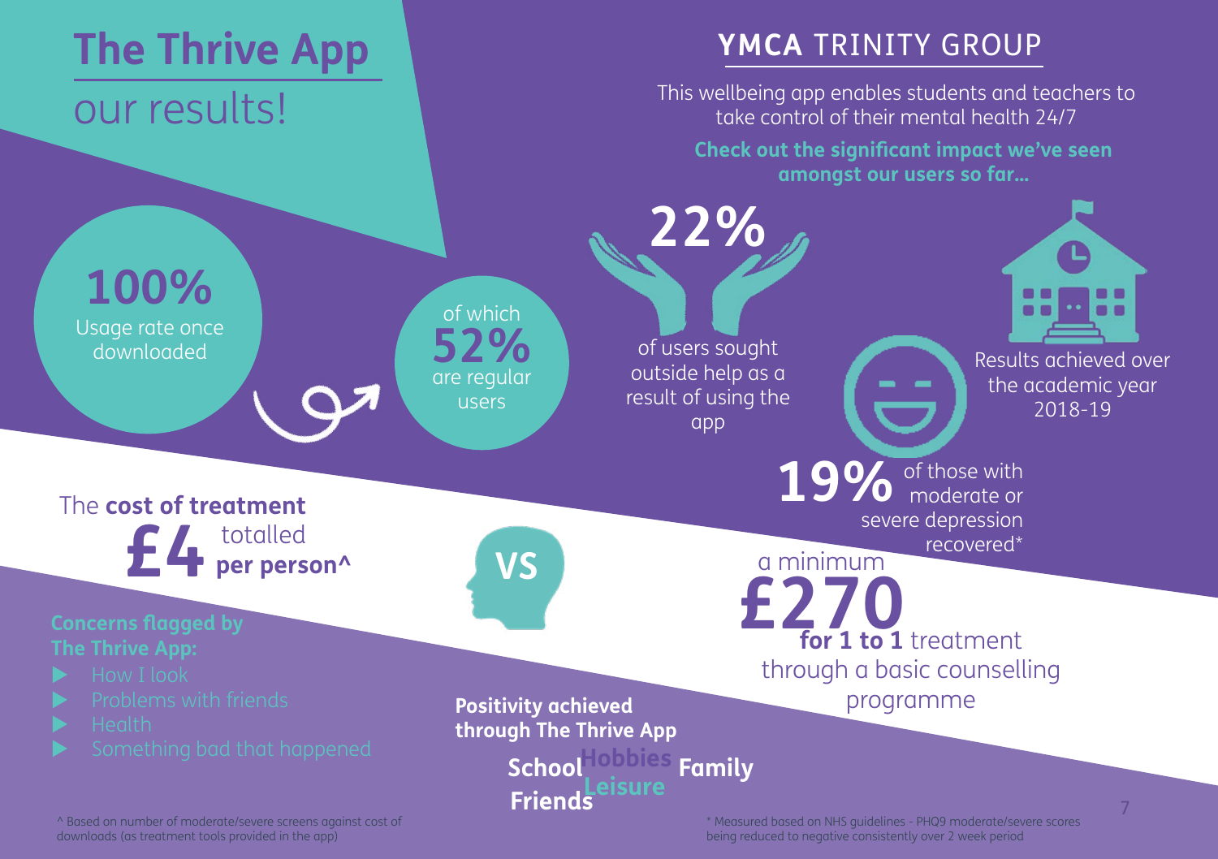# The Thrive App our results!

## YMCA TRINITY GROUP

This wellbeing app enables students and teachers to take control of their mental health 24/7

**Check out the significant impact we've seen amongst our users so far...**

**100%** Usage rate once downloaded

of which **52%** are regular users

**22%** of users sought outside help as a result of using the app

Results achieved over the academic year 2018-19

**19%** of those with moderate or severe depression recovered*

The **cost of treatment** totalled **£4 per person^**

VS

a minimum **£270 for 1 to 1** treatment through a basic counselling programme

**Concerns flagged by The Thrive App:**

- How I look
- Problems with friends
- Health
- Something bad that happened

**Positivity achieved through The Thrive App**

School Hobbies Family Friends Leisure

^ Based on number of moderate/severe screens against cost of downloads (as treatment tools provided in the app)

* Measured based on NHS guidelines - PHQ9 moderate/severe scores being reduced to negative consistently over 2 week period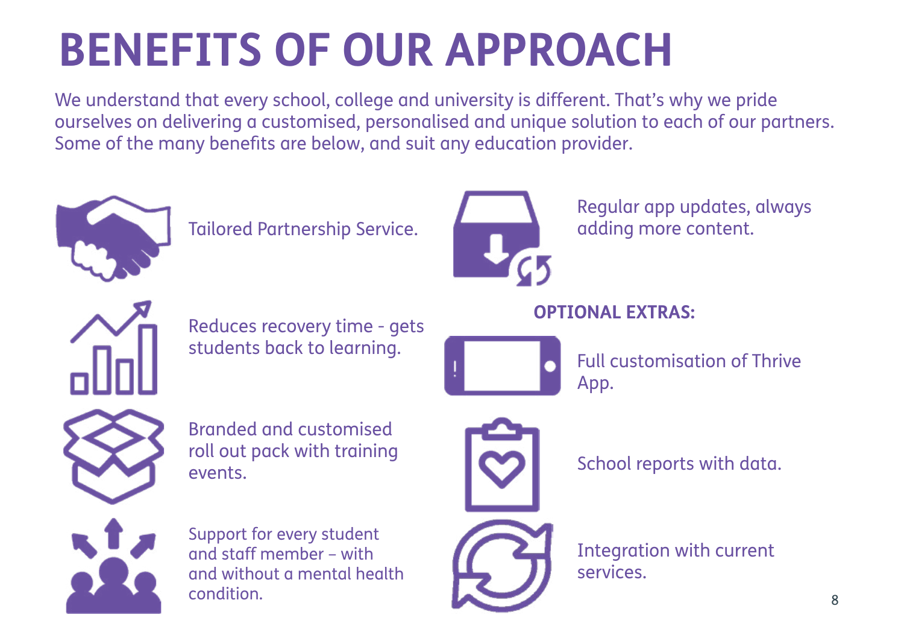# BENEFITS OF OUR APPROACH

We understand that every school, college and university is different. That's why we pride ourselves on delivering a customised, personalised and unique solution to each of our partners. Some of the many benefits are below, and suit any education provider.

- Tailored Partnership Service.
- Reduces recovery time - gets students back to learning.
- Branded and customised roll out pack with training events.
- Support for every student and staff member – with and without a mental health condition.
- Regular app updates, always adding more content.

**OPTIONAL EXTRAS:**

- Full customisation of Thrive App.
- School reports with data.
- Integration with current services.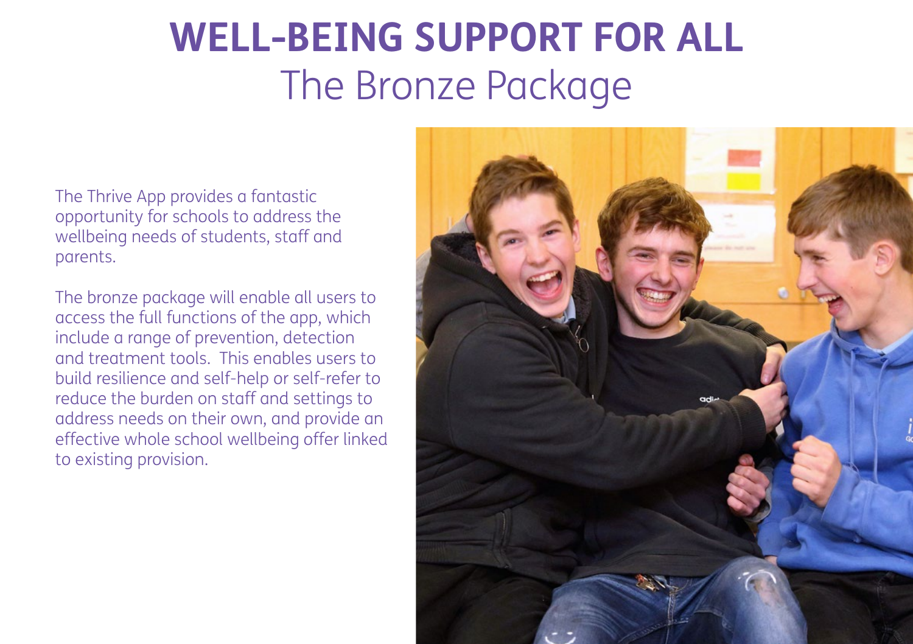# WELL-BEING SUPPORT FOR ALL

## The Bronze Package

The Thrive App provides a fantastic opportunity for schools to address the wellbeing needs of students, staff and parents.

The bronze package will enable all users to access the full functions of the app, which include a range of prevention, detection and treatment tools. This enables users to build resilience and self-help or self-refer to reduce the burden on staff and settings to address needs on their own, and provide an effective whole school wellbeing offer linked to existing provision.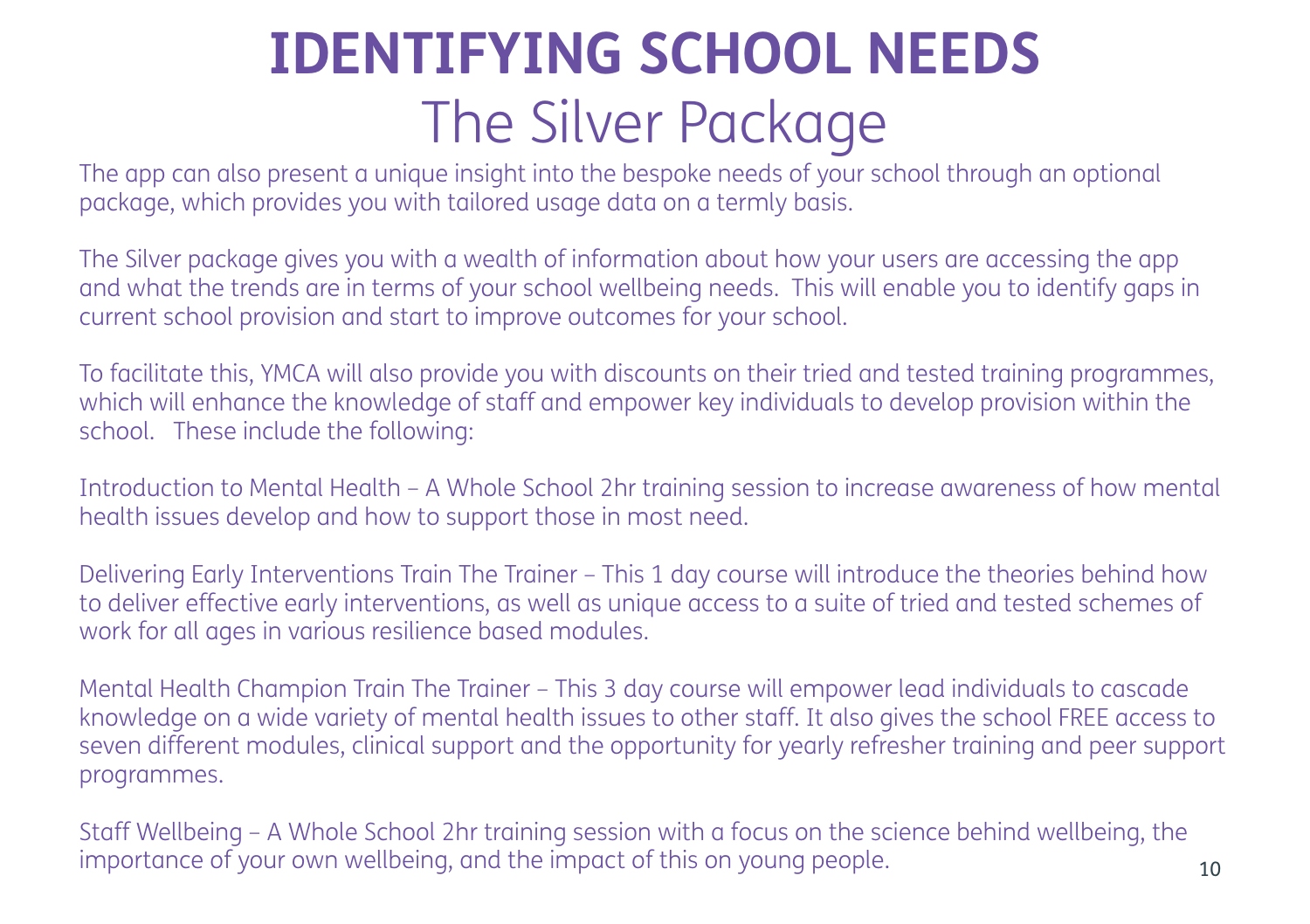# IDENTIFYING SCHOOL NEEDS

## The Silver Package

The app can also present a unique insight into the bespoke needs of your school through an optional package, which provides you with tailored usage data on a termly basis.

The Silver package gives you with a wealth of information about how your users are accessing the app and what the trends are in terms of your school wellbeing needs. This will enable you to identify gaps in current school provision and start to improve outcomes for your school.

To facilitate this, YMCA will also provide you with discounts on their tried and tested training programmes, which will enhance the knowledge of staff and empower key individuals to develop provision within the school. These include the following:

Introduction to Mental Health – A Whole School 2hr training session to increase awareness of how mental health issues develop and how to support those in most need.

Delivering Early Interventions Train The Trainer – This 1 day course will introduce the theories behind how to deliver effective early interventions, as well as unique access to a suite of tried and tested schemes of work for all ages in various resilience based modules.

Mental Health Champion Train The Trainer – This 3 day course will empower lead individuals to cascade knowledge on a wide variety of mental health issues to other staff. It also gives the school FREE access to seven different modules, clinical support and the opportunity for yearly refresher training and peer support programmes.

Staff Wellbeing – A Whole School 2hr training session with a focus on the science behind wellbeing, the importance of your own wellbeing, and the impact of this on young people.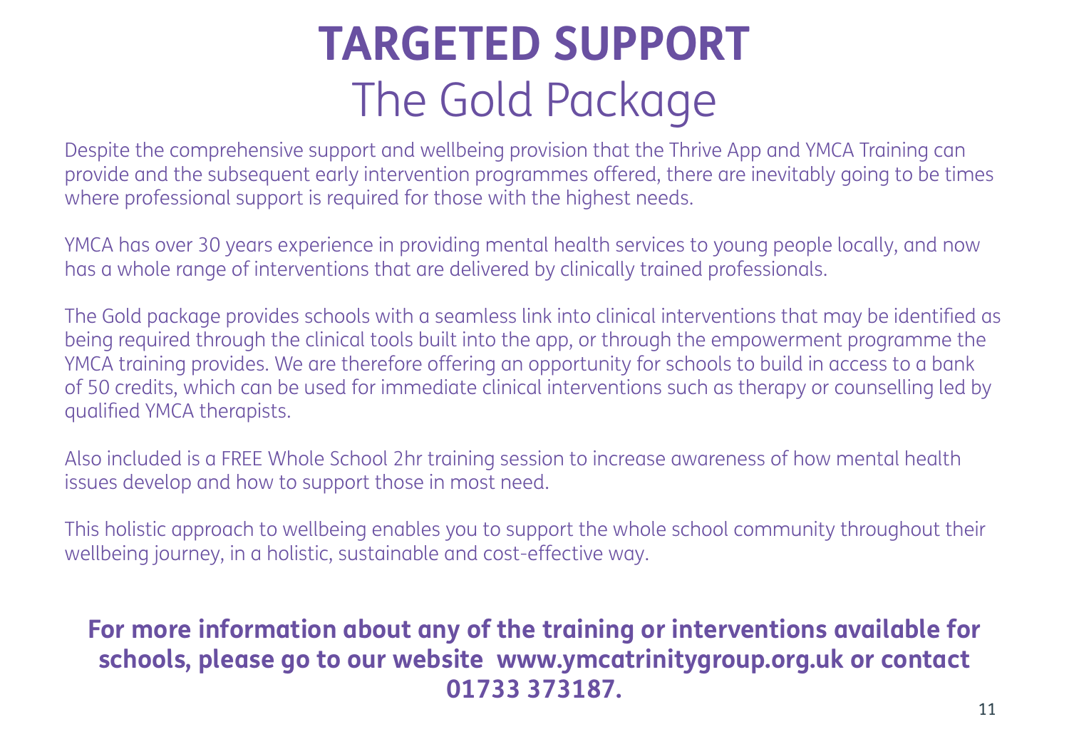# TARGETED SUPPORT

## The Gold Package

Despite the comprehensive support and wellbeing provision that the Thrive App and YMCA Training can provide and the subsequent early intervention programmes offered, there are inevitably going to be times where professional support is required for those with the highest needs.

YMCA has over 30 years experience in providing mental health services to young people locally, and now has a whole range of interventions that are delivered by clinically trained professionals.

The Gold package provides schools with a seamless link into clinical interventions that may be identified as being required through the clinical tools built into the app, or through the empowerment programme the YMCA training provides. We are therefore offering an opportunity for schools to build in access to a bank of 50 credits, which can be used for immediate clinical interventions such as therapy or counselling led by qualified YMCA therapists.

Also included is a FREE Whole School 2hr training session to increase awareness of how mental health issues develop and how to support those in most need.

This holistic approach to wellbeing enables you to support the whole school community throughout their wellbeing journey, in a holistic, sustainable and cost-effective way.

**For more information about any of the training or interventions available for schools, please go to our website www.ymcatrinitygroup.org.uk or contact 01733 373187.**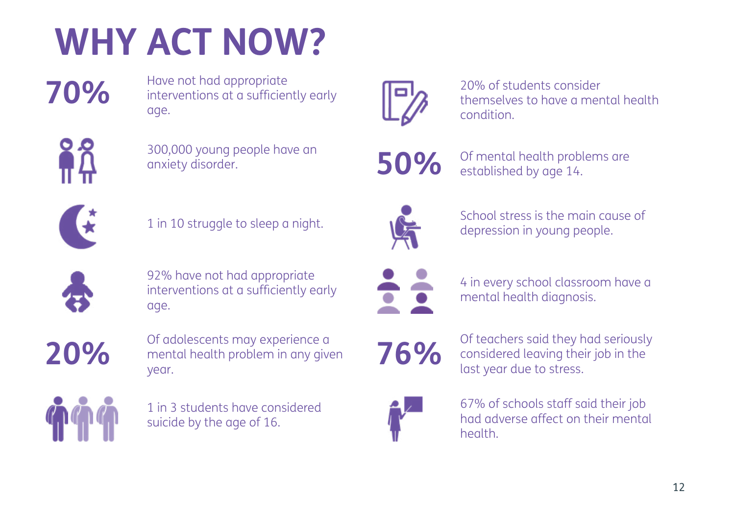# WHY ACT NOW?

**70%** Have not had appropriate interventions at a sufficiently early age.

300,000 young people have an anxiety disorder.

1 in 10 struggle to sleep a night.

92% have not had appropriate interventions at a sufficiently early age.

**20%** Of adolescents may experience a mental health problem in any given year.

1 in 3 students have considered suicide by the age of 16.

20% of students consider themselves to have a mental health condition.

**50%** Of mental health problems are established by age 14.

School stress is the main cause of depression in young people.

4 in every school classroom have a mental health diagnosis.

**76%** Of teachers said they had seriously considered leaving their job in the last year due to stress.

67% of schools staff said their job had adverse affect on their mental health.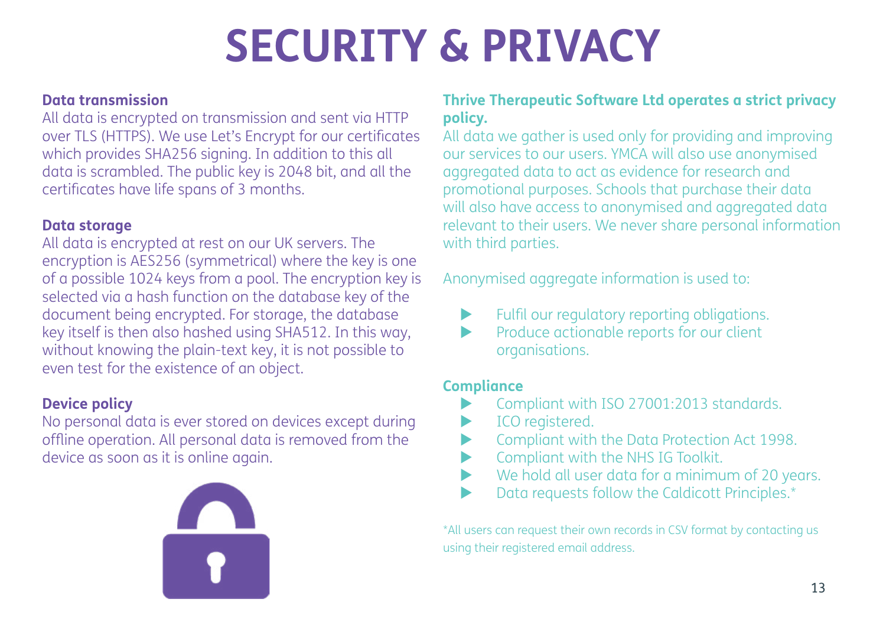# SECURITY & PRIVACY

**Data transmission**

All data is encrypted on transmission and sent via HTTP over TLS (HTTPS). We use Let's Encrypt for our certificates which provides SHA256 signing. In addition to this all data is scrambled. The public key is 2048 bit, and all the certificates have life spans of 3 months.

**Data storage**

All data is encrypted at rest on our UK servers. The encryption is AES256 (symmetrical) where the key is one of a possible 1024 keys from a pool. The encryption key is selected via a hash function on the database key of the document being encrypted. For storage, the database key itself is then also hashed using SHA512. In this way, without knowing the plain-text key, it is not possible to even test for the existence of an object.

**Device policy**

No personal data is ever stored on devices except during offline operation. All personal data is removed from the device as soon as it is online again.

**Thrive Therapeutic Software Ltd operates a strict privacy policy.**

All data we gather is used only for providing and improving our services to our users. YMCA will also use anonymised aggregated data to act as evidence for research and promotional purposes. Schools that purchase their data will also have access to anonymised and aggregated data relevant to their users. We never share personal information with third parties.

Anonymised aggregate information is used to:

- Fulfil our regulatory reporting obligations.
- Produce actionable reports for our client organisations.

**Compliance**

- Compliant with ISO 27001:2013 standards.
- ICO registered.
- Compliant with the Data Protection Act 1998.
- Compliant with the NHS IG Toolkit.
- We hold all user data for a minimum of 20 years.
- Data requests follow the Caldicott Principles.*

*All users can request their own records in CSV format by contacting us using their registered email address.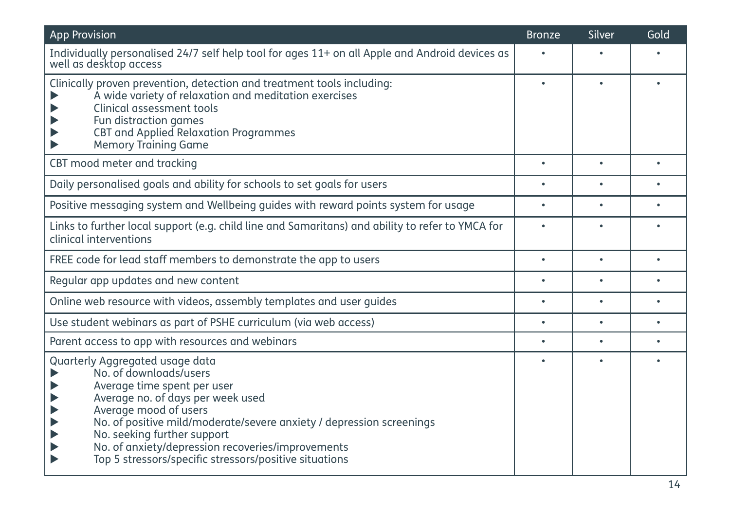| App Provision | Bronze | Silver | Gold |
|---|---|---|---|
| Individually personalised 24/7 self help tool for ages 11+ on all Apple and Android devices as well as desktop access | • | • | • |
| Clinically proven prevention, detection and treatment tools including:<br>▶ A wide variety of relaxation and meditation exercises<br>▶ Clinical assessment tools<br>▶ Fun distraction games<br>▶ CBT and Applied Relaxation Programmes<br>▶ Memory Training Game | • | • | • |
| CBT mood meter and tracking | • | • | • |
| Daily personalised goals and ability for schools to set goals for users | • | • | • |
| Positive messaging system and Wellbeing guides with reward points system for usage | • | • | • |
| Links to further local support (e.g. child line and Samaritans) and ability to refer to YMCA for clinical interventions | • | • | • |
| FREE code for lead staff members to demonstrate the app to users | • | • | • |
| Regular app updates and new content | • | • | • |
| Online web resource with videos, assembly templates and user guides | • | • | • |
| Use student webinars as part of PSHE curriculum (via web access) | • | • | • |
| Parent access to app with resources and webinars | • | • | • |
| Quarterly Aggregated usage data<br>▶ No. of downloads/users<br>▶ Average time spent per user<br>▶ Average no. of days per week used<br>▶ Average mood of users<br>▶ No. of positive mild/moderate/severe anxiety / depression screenings<br>▶ No. seeking further support<br>▶ No. of anxiety/depression recoveries/improvements<br>▶ Top 5 stressors/specific stressors/positive situations | • | • | • |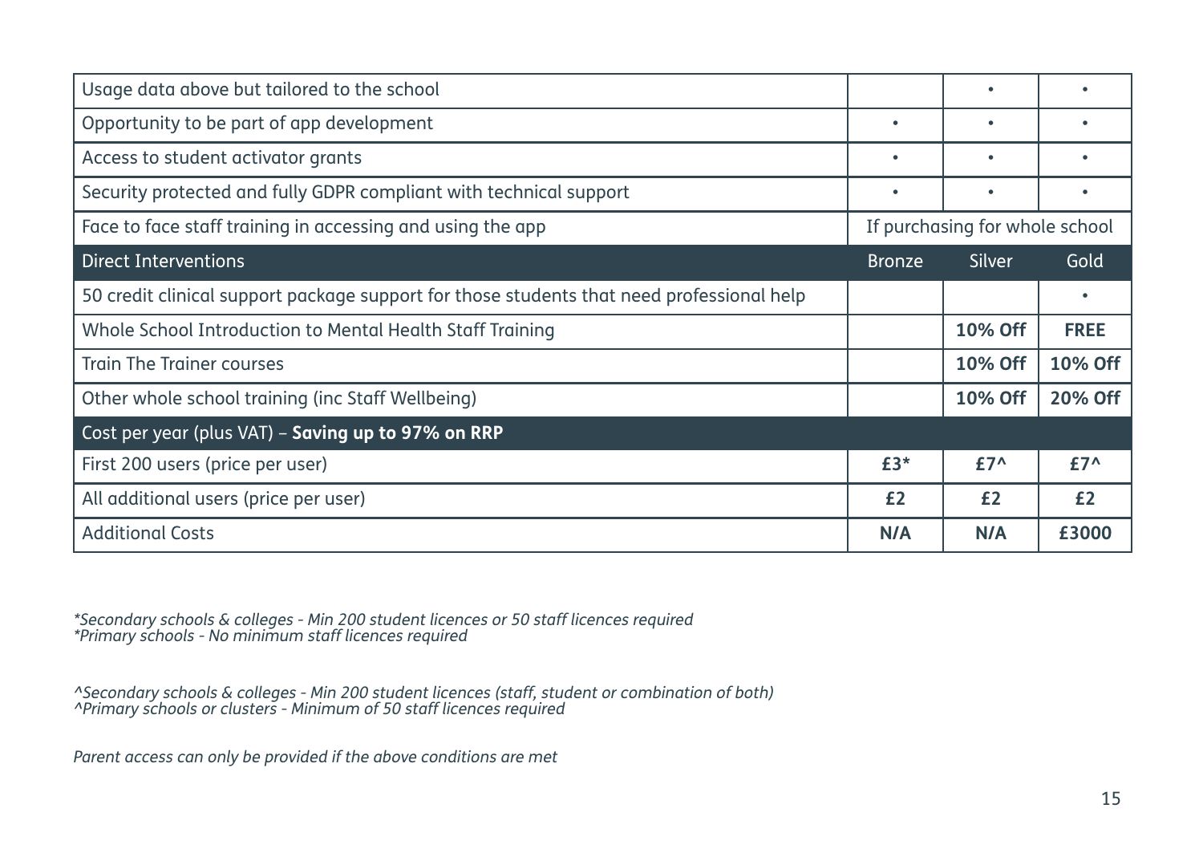| | | | |
|---|---|---|---|
| Usage data above but tailored to the school | | • | • |
| Opportunity to be part of app development | • | • | • |
| Access to student activator grants | • | • | • |
| Security protected and fully GDPR compliant with technical support | • | • | • |
| Face to face staff training in accessing and using the app | If purchasing for whole school | | |
| **Direct Interventions** | **Bronze** | **Silver** | **Gold** |
| 50 credit clinical support package support for those students that need professional help | | | • |
| Whole School Introduction to Mental Health Staff Training | | **10% Off** | **FREE** |
| Train The Trainer courses | | **10% Off** | **10% Off** |
| Other whole school training (inc Staff Wellbeing) | | **10% Off** | **20% Off** |
| Cost per year (plus VAT) – **Saving up to 97% on RRP** | | | |
| First 200 users (price per user) | **£3*** | **£7^** | **£7^** |
| All additional users (price per user) | **£2** | **£2** | **£2** |
| Additional Costs | **N/A** | **N/A** | **£3000** |

*\*Secondary schools & colleges - Min 200 student licences or 50 staff licences required*
*\*Primary schools - No minimum staff licences required*

*^Secondary schools & colleges - Min 200 student licences (staff, student or combination of both)*
*^Primary schools or clusters - Minimum of 50 staff licences required*

*Parent access can only be provided if the above conditions are met*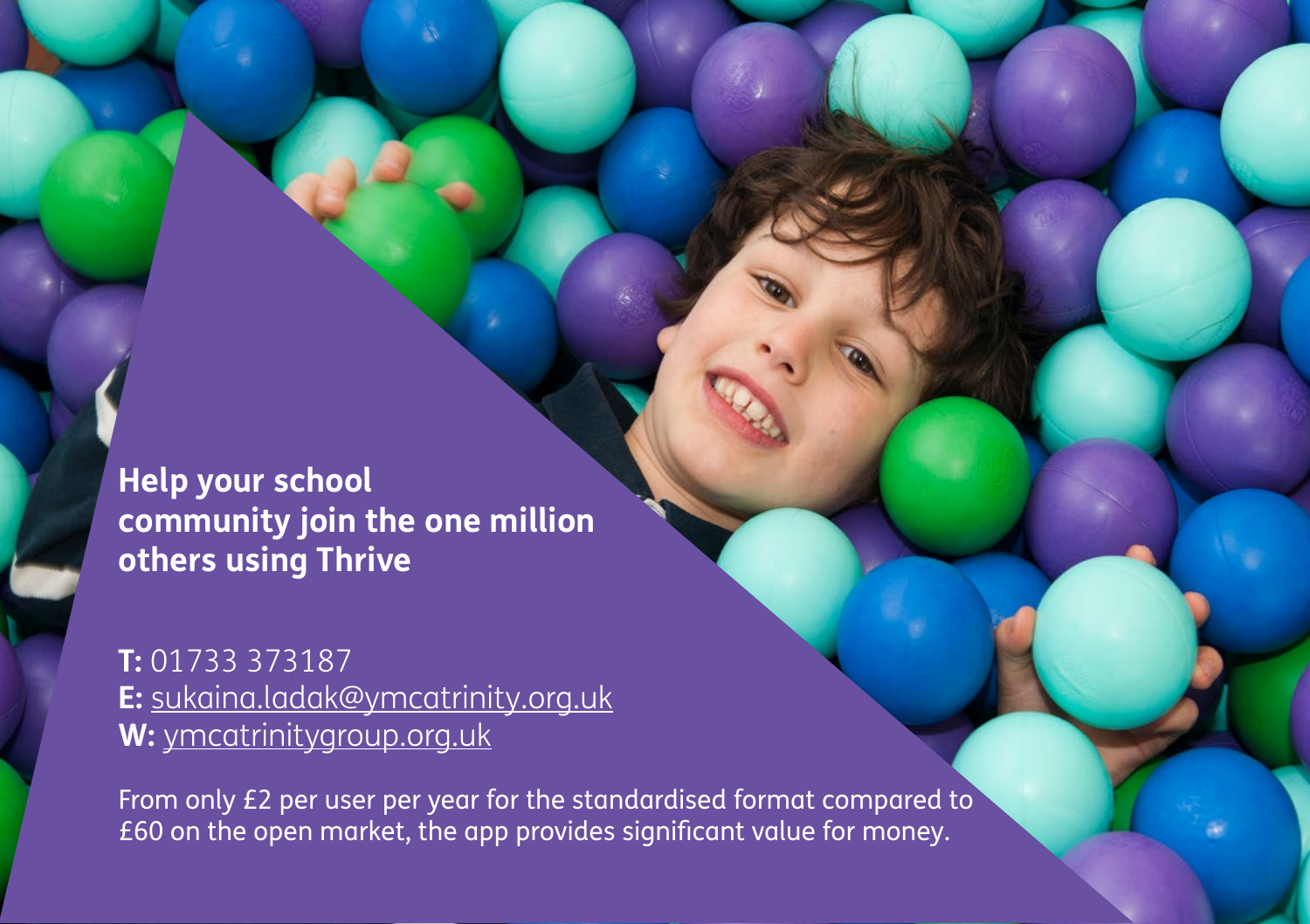**Help your school community join the one million others using Thrive**

**T:** 01733 373187
**E:** sukaina.ladak@ymcatrinity.org.uk
**W:** ymcatrinitygroup.org.uk

From only £2 per user per year for the standardised format compared to £60 on the open market, the app provides significant value for money.